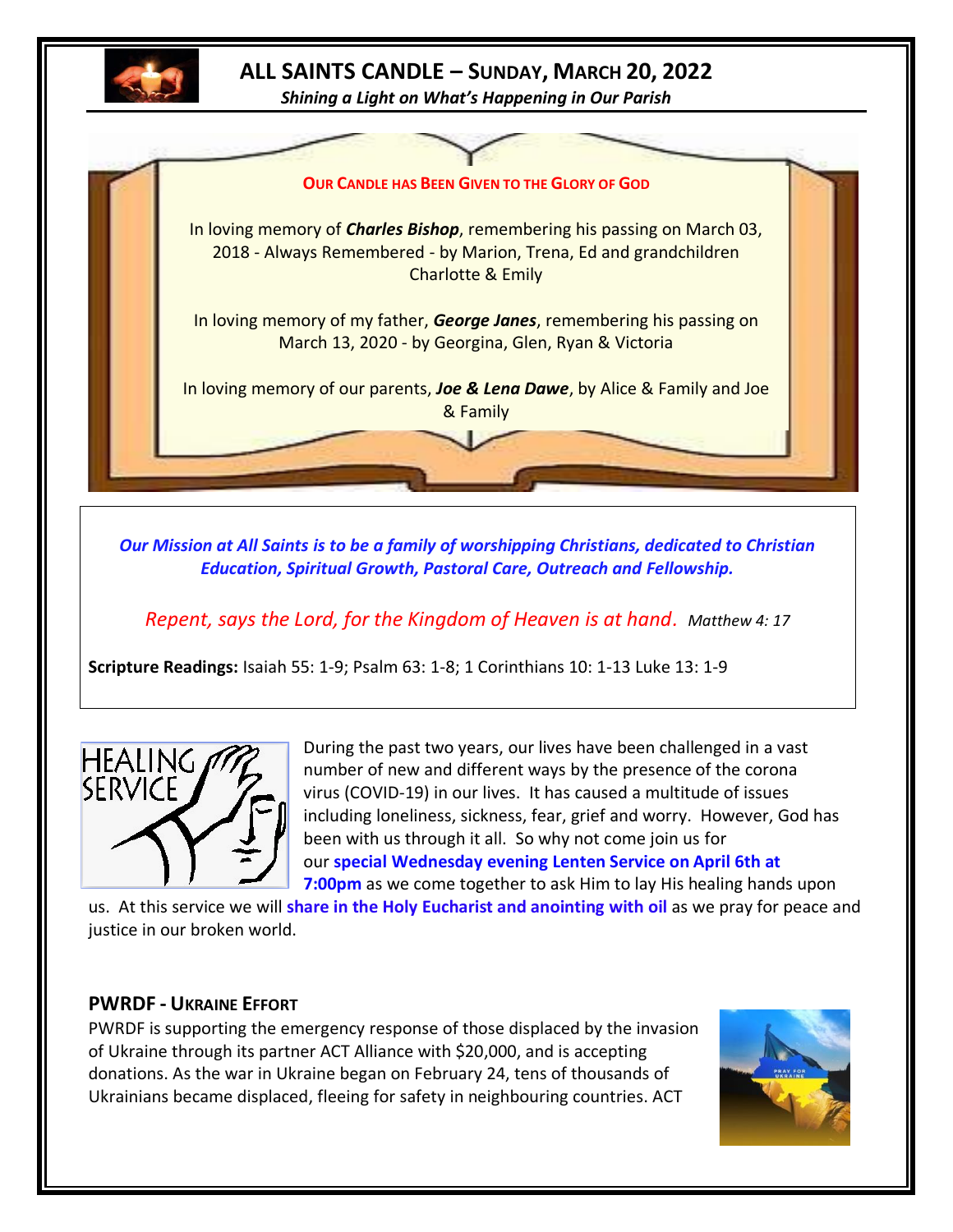# ALL SAINTS CANDLE – SUNDAY, MARCH 20, 2022

*Shining a Light on What's Happening in Our Parish*

**OUR CANDLE HAS BEEN GIVEN TO THE GLORY OF GOD**

In loving memory of ***Charles Bishop***, remembering his passing on March 03, 2018 - Always Remembered - by Marion, Trena, Ed and grandchildren Charlotte & Emily

In loving memory of my father, ***George Janes***, remembering his passing on March 13, 2020 - by Georgina, Glen, Ryan & Victoria

In loving memory of our parents, ***Joe & Lena Dawe***, by Alice & Family and Joe & Family

***Our Mission at All Saints is to be a family of worshipping Christians, dedicated to Christian Education, Spiritual Growth, Pastoral Care, Outreach and Fellowship.***

*Repent, says the Lord, for the Kingdom of Heaven is at hand. Matthew 4: 17*

**Scripture Readings:** Isaiah 55: 1-9; Psalm 63: 1-8; 1 Corinthians 10: 1-13 Luke 13: 1-9

HEALING SERVICE

During the past two years, our lives have been challenged in a vast number of new and different ways by the presence of the corona virus (COVID-19) in our lives. It has caused a multitude of issues including loneliness, sickness, fear, grief and worry. However, God has been with us through it all. So why not come join us for our **special Wednesday evening Lenten Service on April 6th at 7:00pm** as we come together to ask Him to lay His healing hands upon us. At this service we will **share in the Holy Eucharist and anointing with oil** as we pray for peace and justice in our broken world.

## PWRDF - UKRAINE EFFORT

PWRDF is supporting the emergency response of those displaced by the invasion of Ukraine through its partner ACT Alliance with $20,000, and is accepting donations. As the war in Ukraine began on February 24, tens of thousands of Ukrainians became displaced, fleeing for safety in neighbouring countries. ACT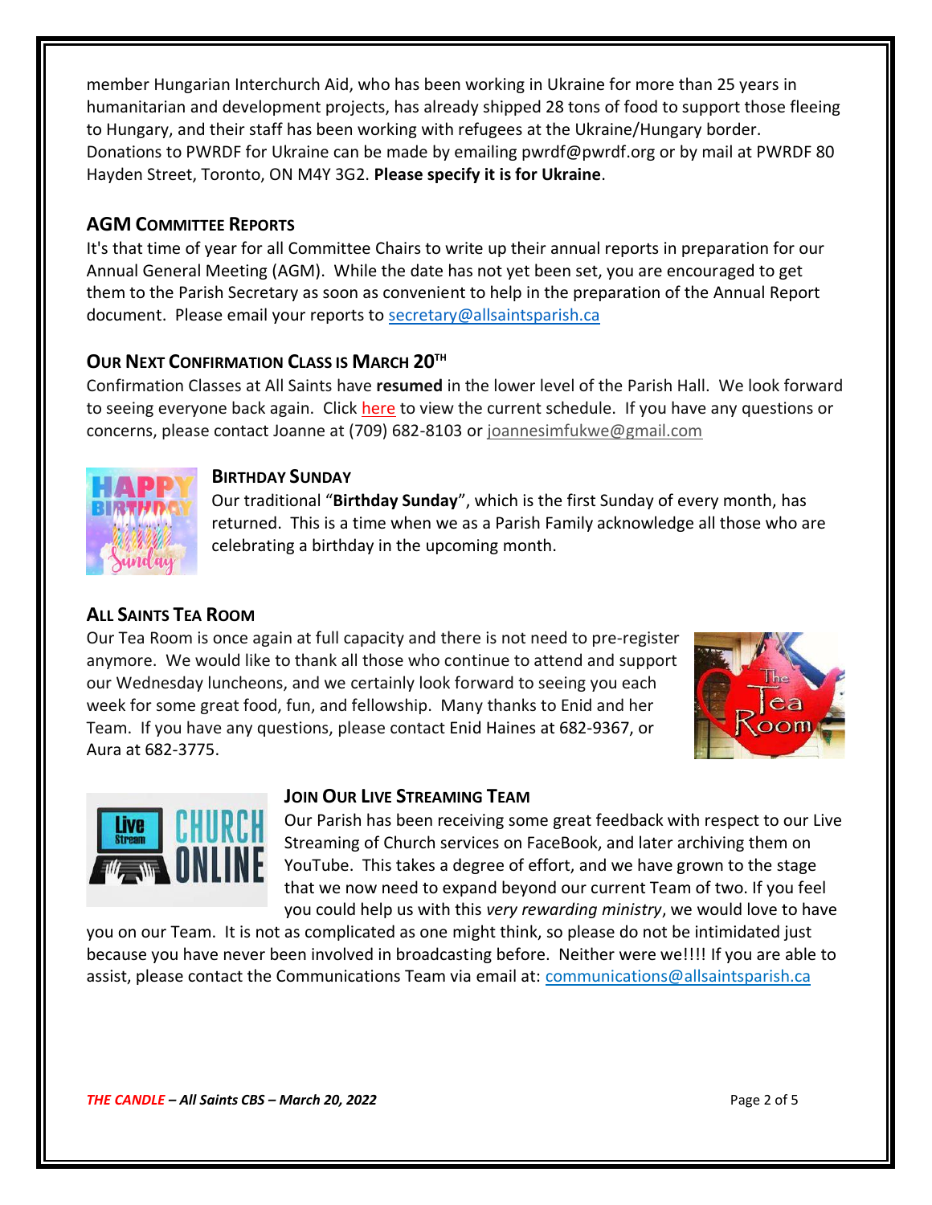member Hungarian Interchurch Aid, who has been working in Ukraine for more than 25 years in humanitarian and development projects, has already shipped 28 tons of food to support those fleeing to Hungary, and their staff has been working with refugees at the Ukraine/Hungary border. Donations to PWRDF for Ukraine can be made by emailing pwrdf@pwrdf.org or by mail at PWRDF 80 Hayden Street, Toronto, ON M4Y 3G2. **Please specify it is for Ukraine**.

### AGM Committee Reports

It's that time of year for all Committee Chairs to write up their annual reports in preparation for our Annual General Meeting (AGM). While the date has not yet been set, you are encouraged to get them to the Parish Secretary as soon as convenient to help in the preparation of the Annual Report document. Please email your reports to secretary@allsaintsparish.ca

### Our Next Confirmation Class is March 20th

Confirmation Classes at All Saints have **resumed** in the lower level of the Parish Hall. We look forward to seeing everyone back again. Click here to view the current schedule. If you have any questions or concerns, please contact Joanne at (709) 682-8103 or joannesimfukwe@gmail.com

### Birthday Sunday

Our traditional "**Birthday Sunday**", which is the first Sunday of every month, has returned. This is a time when we as a Parish Family acknowledge all those who are celebrating a birthday in the upcoming month.

### All Saints Tea Room

Our Tea Room is once again at full capacity and there is not need to pre-register anymore. We would like to thank all those who continue to attend and support our Wednesday luncheons, and we certainly look forward to seeing you each week for some great food, fun, and fellowship. Many thanks to Enid and her Team. If you have any questions, please contact Enid Haines at 682-9367, or Aura at 682-3775.

### Join Our Live Streaming Team

Our Parish has been receiving some great feedback with respect to our Live Streaming of Church services on FaceBook, and later archiving them on YouTube. This takes a degree of effort, and we have grown to the stage that we now need to expand beyond our current Team of two. If you feel you could help us with this *very rewarding ministry*, we would love to have you on our Team. It is not as complicated as one might think, so please do not be intimidated just because you have never been involved in broadcasting before. Neither were we!!!! If you are able to assist, please contact the Communications Team via email at: communications@allsaintsparish.ca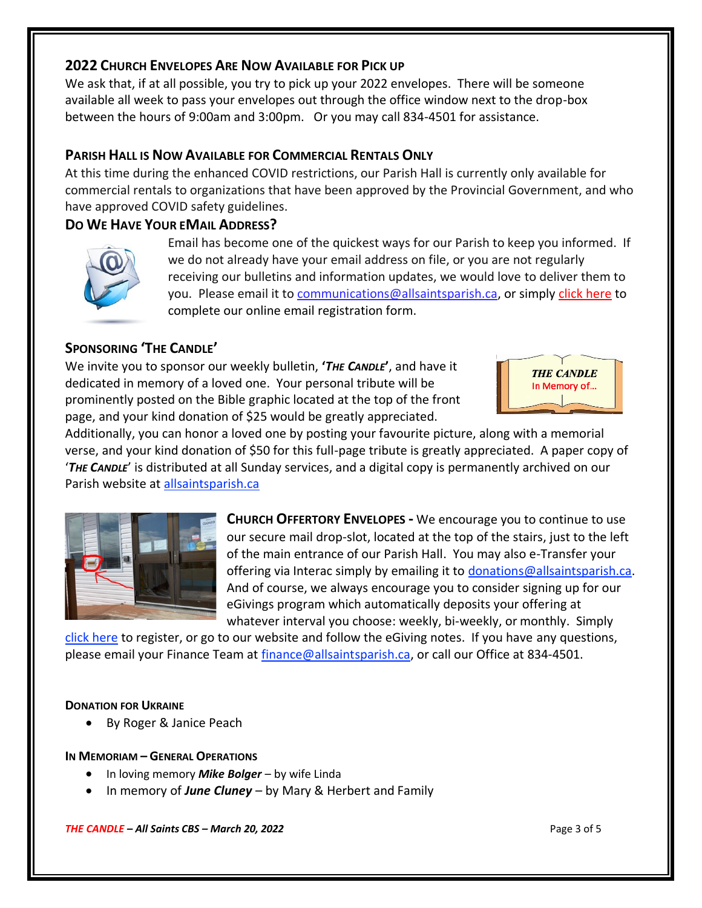## 2022 Church Envelopes Are Now Available for Pick up

We ask that, if at all possible, you try to pick up your 2022 envelopes. There will be someone available all week to pass your envelopes out through the office window next to the drop-box between the hours of 9:00am and 3:00pm. Or you may call 834-4501 for assistance.

## Parish Hall is Now Available for Commercial Rentals Only

At this time during the enhanced COVID restrictions, our Parish Hall is currently only available for commercial rentals to organizations that have been approved by the Provincial Government, and who have approved COVID safety guidelines.

## Do We Have Your eMail Address?

Email has become one of the quickest ways for our Parish to keep you informed. If we do not already have your email address on file, or you are not regularly receiving our bulletins and information updates, we would love to deliver them to you. Please email it to communications@allsaintsparish.ca, or simply click here to complete our online email registration form.

## Sponsoring 'The Candle'

We invite you to sponsor our weekly bulletin, ***'The Candle'***, and have it dedicated in memory of a loved one. Your personal tribute will be prominently posted on the Bible graphic located at the top of the front page, and your kind donation of $25 would be greatly appreciated.

***THE CANDLE***
In Memory of…

Additionally, you can honor a loved one by posting your favourite picture, along with a memorial verse, and your kind donation of $50 for this full-page tribute is greatly appreciated. A paper copy of '***The Candle***' is distributed at all Sunday services, and a digital copy is permanently archived on our Parish website at allsaintsparish.ca

**Church Offertory Envelopes -** We encourage you to continue to use our secure mail drop-slot, located at the top of the stairs, just to the left of the main entrance of our Parish Hall. You may also e-Transfer your offering via Interac simply by emailing it to donations@allsaintsparish.ca. And of course, we always encourage you to consider signing up for our eGivings program which automatically deposits your offering at whatever interval you choose: weekly, bi-weekly, or monthly. Simply click here to register, or go to our website and follow the eGiving notes. If you have any questions, please email your Finance Team at finance@allsaintsparish.ca, or call our Office at 834-4501.

#### Donation for Ukraine

- By Roger & Janice Peach

#### In Memoriam – General Operations

- In loving memory ***Mike Bolger*** – by wife Linda
- In memory of ***June Cluney*** – by Mary & Herbert and Family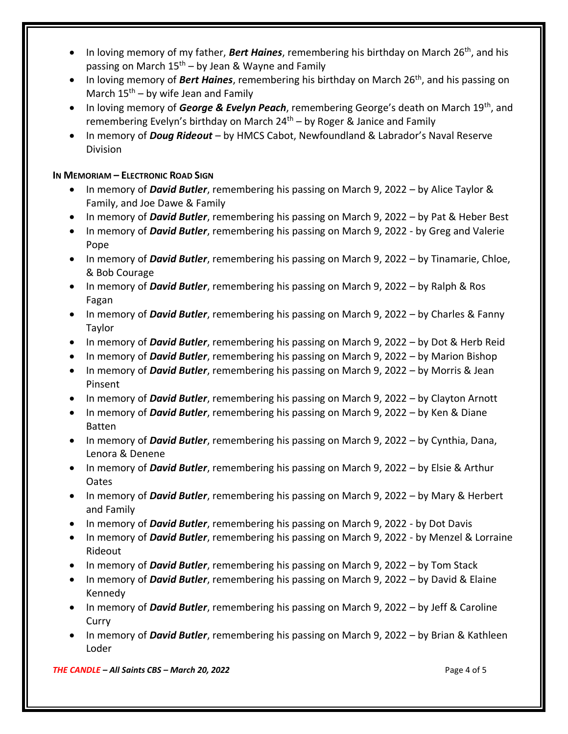- In loving memory of my father, ***Bert Haines***, remembering his birthday on March 26th, and his passing on March 15th – by Jean & Wayne and Family
- In loving memory of ***Bert Haines***, remembering his birthday on March 26th, and his passing on March 15th – by wife Jean and Family
- In loving memory of ***George & Evelyn Peach***, remembering George's death on March 19th, and remembering Evelyn's birthday on March 24th – by Roger & Janice and Family
- In memory of ***Doug Rideout*** – by HMCS Cabot, Newfoundland & Labrador's Naval Reserve Division

**IN MEMORIAM – ELECTRONIC ROAD SIGN**

- In memory of ***David Butler***, remembering his passing on March 9, 2022 – by Alice Taylor & Family, and Joe Dawe & Family
- In memory of ***David Butler***, remembering his passing on March 9, 2022 – by Pat & Heber Best
- In memory of ***David Butler***, remembering his passing on March 9, 2022 - by Greg and Valerie Pope
- In memory of ***David Butler***, remembering his passing on March 9, 2022 – by Tinamarie, Chloe, & Bob Courage
- In memory of ***David Butler***, remembering his passing on March 9, 2022 – by Ralph & Ros Fagan
- In memory of ***David Butler***, remembering his passing on March 9, 2022 – by Charles & Fanny Taylor
- In memory of ***David Butler***, remembering his passing on March 9, 2022 – by Dot & Herb Reid
- In memory of ***David Butler***, remembering his passing on March 9, 2022 – by Marion Bishop
- In memory of ***David Butler***, remembering his passing on March 9, 2022 – by Morris & Jean Pinsent
- In memory of ***David Butler***, remembering his passing on March 9, 2022 – by Clayton Arnott
- In memory of ***David Butler***, remembering his passing on March 9, 2022 – by Ken & Diane Batten
- In memory of ***David Butler***, remembering his passing on March 9, 2022 – by Cynthia, Dana, Lenora & Denene
- In memory of ***David Butler***, remembering his passing on March 9, 2022 – by Elsie & Arthur Oates
- In memory of ***David Butler***, remembering his passing on March 9, 2022 – by Mary & Herbert and Family
- In memory of ***David Butler***, remembering his passing on March 9, 2022 - by Dot Davis
- In memory of ***David Butler***, remembering his passing on March 9, 2022 - by Menzel & Lorraine Rideout
- In memory of ***David Butler***, remembering his passing on March 9, 2022 – by Tom Stack
- In memory of ***David Butler***, remembering his passing on March 9, 2022 – by David & Elaine Kennedy
- In memory of ***David Butler***, remembering his passing on March 9, 2022 – by Jeff & Caroline Curry
- In memory of ***David Butler***, remembering his passing on March 9, 2022 – by Brian & Kathleen Loder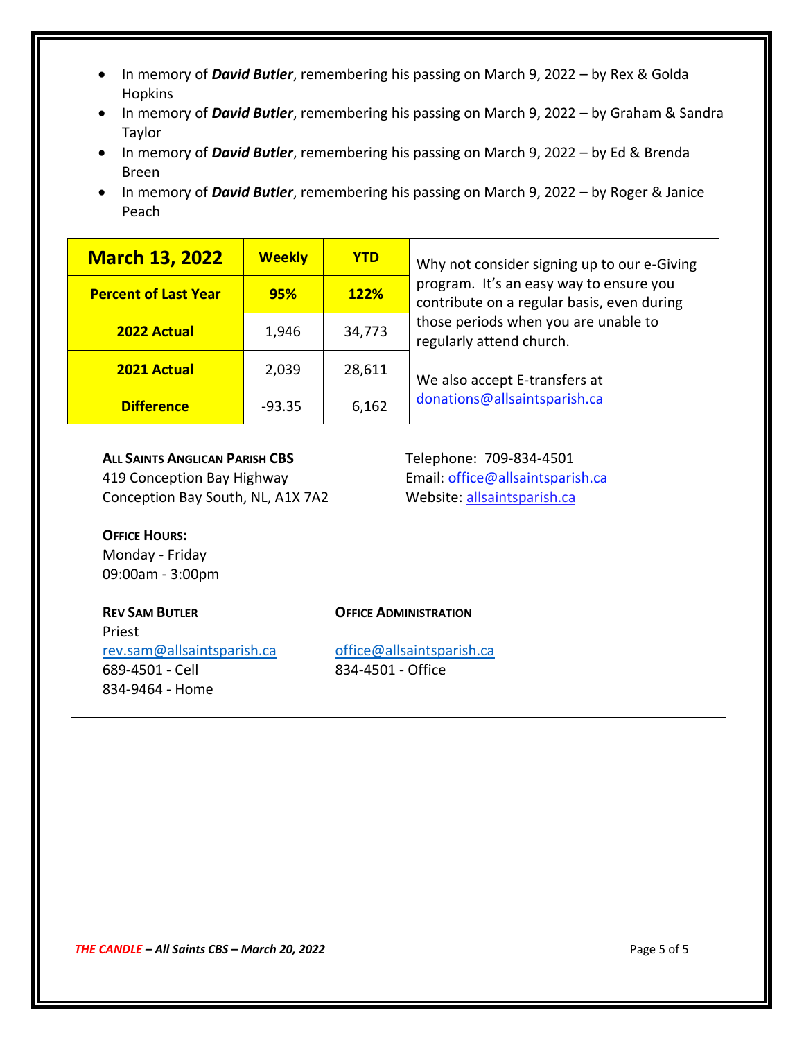- In memory of ***David Butler***, remembering his passing on March 9, 2022 – by Rex & Golda Hopkins
- In memory of ***David Butler***, remembering his passing on March 9, 2022 – by Graham & Sandra Taylor
- In memory of ***David Butler***, remembering his passing on March 9, 2022 – by Ed & Brenda Breen
- In memory of ***David Butler***, remembering his passing on March 9, 2022 – by Roger & Janice Peach

| **March 13, 2022** | **Weekly** | **YTD** |
|---|---|---|
| **Percent of Last Year** | **95%** | **122%** |
| **2022 Actual** | 1,946 | 34,773 |
| **2021 Actual** | 2,039 | 28,611 |
| **Difference** | -93.35 | 6,162 |

Why not consider signing up to our e-Giving program. It's an easy way to ensure you contribute on a regular basis, even during those periods when you are unable to regularly attend church.

We also accept E-transfers at donations@allsaintsparish.ca

**ALL SAINTS ANGLICAN PARISH CBS**
419 Conception Bay Highway
Conception Bay South, NL, A1X 7A2

Telephone: 709-834-4501
Email: office@allsaintsparish.ca
Website: allsaintsparish.ca

**OFFICE HOURS:**
Monday - Friday
09:00am - 3:00pm

**REV SAM BUTLER**
Priest
rev.sam@allsaintsparish.ca
689-4501 - Cell
834-9464 - Home

**OFFICE ADMINISTRATION**
office@allsaintsparish.ca
834-4501 - Office